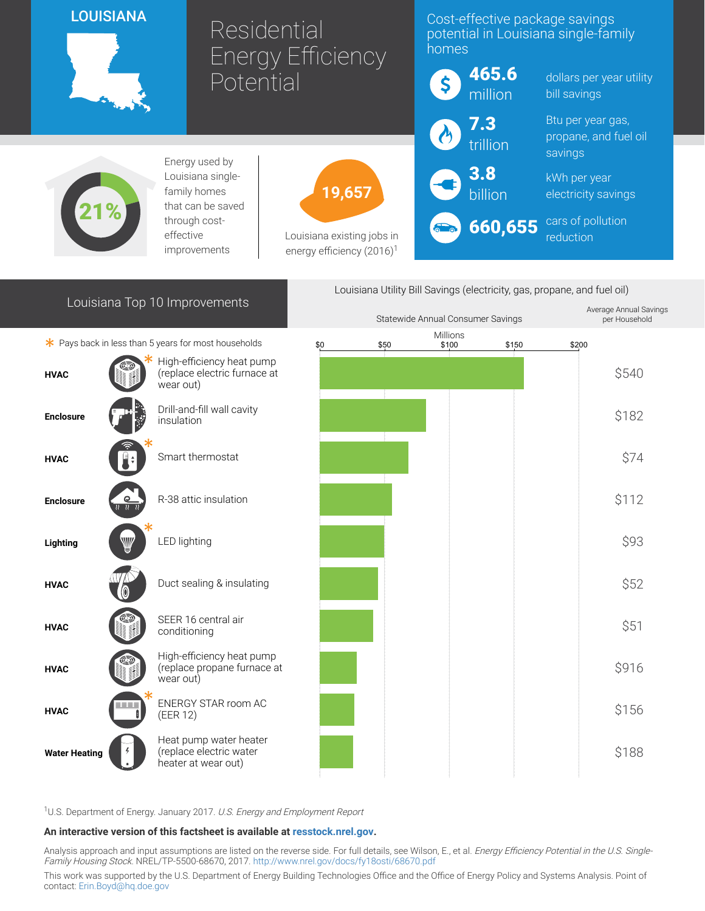# LOUISIANA

# Residential Energy Efficiency Potential

## Cost-effective package savings potential in Louisiana single-family homes

- **465.6 million** dollars per year utility bill savings
- **7.3 trillion** Btu per year gas, propane, and fuel oil savings
- **3.8 billion** kWh per year electricity savings
- **660,655** cars of pollution reduction

**21%** Energy used by Louisiana single-family homes that can be saved through cost-effective improvements

**19,657** Louisiana existing jobs in energy efficiency (2016)[1]

## Louisiana Top 10 Improvements

Louisiana Utility Bill Savings (electricity, gas, propane, and fuel oil)

\* Pays back in less than 5 years for most households

| Category | Improvement | Statewide Annual Consumer Savings (Millions, approx.) | Average Annual Savings per Household |
|---|---|---|---|
| HVAC | High-efficiency heat pump (replace electric furnace at wear out) * | ~$158 | $540 |
| Enclosure | Drill-and-fill wall cavity insulation | ~$82 | $182 |
| HVAC | Smart thermostat * | ~$69 | $74 |
| Enclosure | R-38 attic insulation | ~$56 | $112 |
| Lighting | LED lighting * | ~$50 | $93 |
| HVAC | Duct sealing & insulating | ~$45 | $52 |
| HVAC | SEER 16 central air conditioning | ~$41 | $51 |
| HVAC | High-efficiency heat pump (replace propane furnace at wear out) | ~$29 | $916 |
| HVAC | ENERGY STAR room AC (EER 12) * | ~$27 | $156 |
| Water Heating | Heat pump water heater (replace electric water heater at wear out) | ~$26 | $188 |

[1]U.S. Department of Energy. January 2017. *U.S. Energy and Employment Report*

**An interactive version of this factsheet is available at resstock.nrel.gov.**

Analysis approach and input assumptions are listed on the reverse side. For full details, see Wilson, E., et al. *Energy Efficiency Potential in the U.S. Single-Family Housing Stock*. NREL/TP-5500-68670, 2017. http://www.nrel.gov/docs/fy18osti/68670.pdf

This work was supported by the U.S. Department of Energy Building Technologies Office and the Office of Energy Policy and Systems Analysis. Point of contact: Erin.Boyd@hq.doe.gov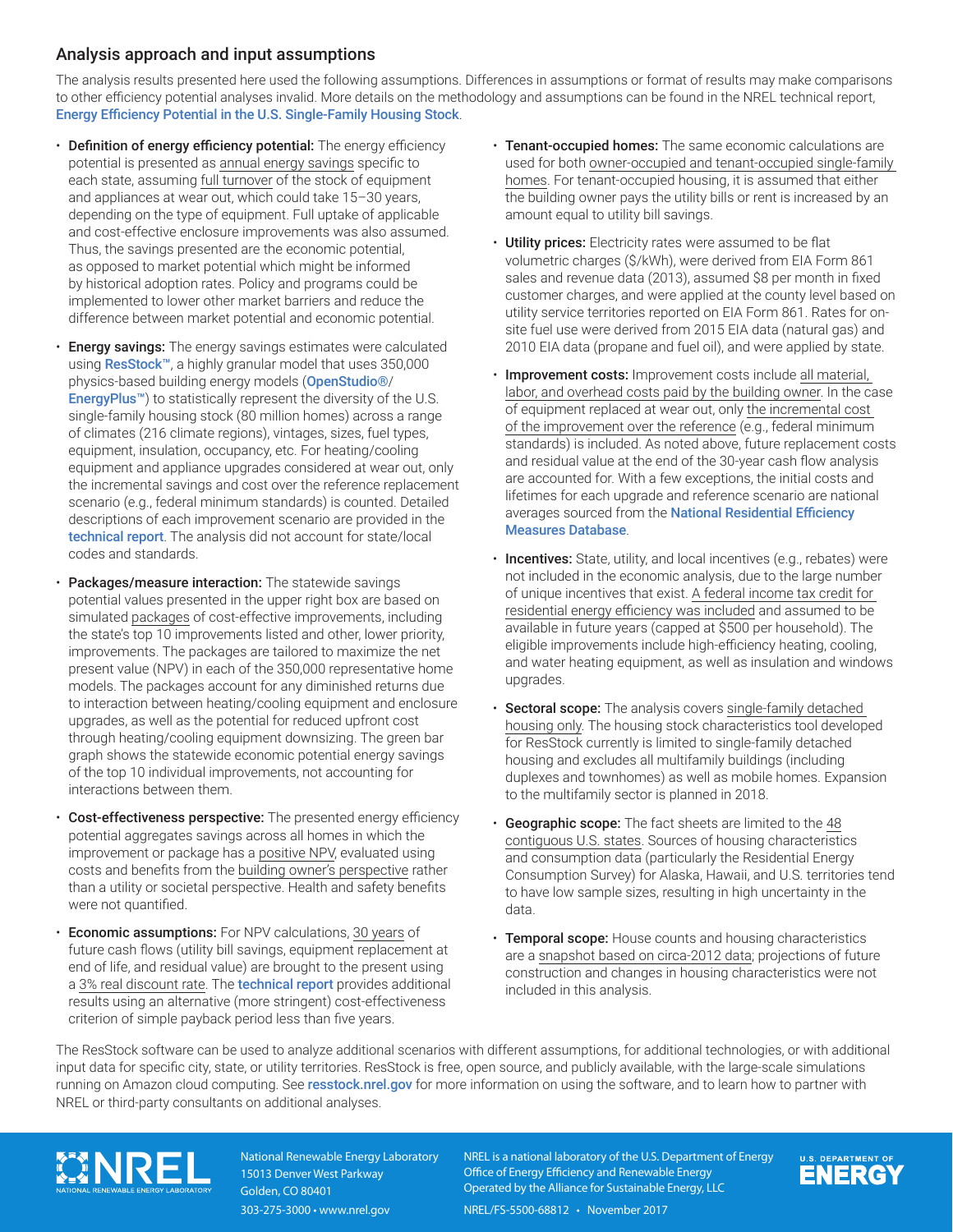## Analysis approach and input assumptions

The analysis results presented here used the following assumptions. Differences in assumptions or format of results may make comparisons to other efficiency potential analyses invalid. More details on the methodology and assumptions can be found in the NREL technical report, Energy Efficiency Potential in the U.S. Single-Family Housing Stock.

- **Definition of energy efficiency potential:** The energy efficiency potential is presented as annual energy savings specific to each state, assuming full turnover of the stock of equipment and appliances at wear out, which could take 15–30 years, depending on the type of equipment. Full uptake of applicable and cost-effective enclosure improvements was also assumed. Thus, the savings presented are the economic potential, as opposed to market potential which might be informed by historical adoption rates. Policy and programs could be implemented to lower other market barriers and reduce the difference between market potential and economic potential.
- **Energy savings:** The energy savings estimates were calculated using ResStock™, a highly granular model that uses 350,000 physics-based building energy models (OpenStudio®/EnergyPlus™) to statistically represent the diversity of the U.S. single-family housing stock (80 million homes) across a range of climates (216 climate regions), vintages, sizes, fuel types, equipment, insulation, occupancy, etc. For heating/cooling equipment and appliance upgrades considered at wear out, only the incremental savings and cost over the reference replacement scenario (e.g., federal minimum standards) is counted. Detailed descriptions of each improvement scenario are provided in the technical report. The analysis did not account for state/local codes and standards.
- **Packages/measure interaction:** The statewide savings potential values presented in the upper right box are based on simulated packages of cost-effective improvements, including the state's top 10 improvements listed and other, lower priority, improvements. The packages are tailored to maximize the net present value (NPV) in each of the 350,000 representative home models. The packages account for any diminished returns due to interaction between heating/cooling equipment and enclosure upgrades, as well as the potential for reduced upfront cost through heating/cooling equipment downsizing. The green bar graph shows the statewide economic potential energy savings of the top 10 individual improvements, not accounting for interactions between them.
- **Cost-effectiveness perspective:** The presented energy efficiency potential aggregates savings across all homes in which the improvement or package has a positive NPV, evaluated using costs and benefits from the building owner's perspective rather than a utility or societal perspective. Health and safety benefits were not quantified.
- **Economic assumptions:** For NPV calculations, 30 years of future cash flows (utility bill savings, equipment replacement at end of life, and residual value) are brought to the present using a 3% real discount rate. The technical report provides additional results using an alternative (more stringent) cost-effectiveness criterion of simple payback period less than five years.
- **Tenant-occupied homes:** The same economic calculations are used for both owner-occupied and tenant-occupied single-family homes. For tenant-occupied housing, it is assumed that either the building owner pays the utility bills or rent is increased by an amount equal to utility bill savings.
- **Utility prices:** Electricity rates were assumed to be flat volumetric charges ($/kWh), were derived from EIA Form 861 sales and revenue data (2013), assumed $8 per month in fixed customer charges, and were applied at the county level based on utility service territories reported on EIA Form 861. Rates for on-site fuel use were derived from 2015 EIA data (natural gas) and 2010 EIA data (propane and fuel oil), and were applied by state.
- **Improvement costs:** Improvement costs include all material, labor, and overhead costs paid by the building owner. In the case of equipment replaced at wear out, only the incremental cost of the improvement over the reference (e.g., federal minimum standards) is included. As noted above, future replacement costs and residual value at the end of the 30-year cash flow analysis are accounted for. With a few exceptions, the initial costs and lifetimes for each upgrade and reference scenario are national averages sourced from the National Residential Efficiency Measures Database.
- **Incentives:** State, utility, and local incentives (e.g., rebates) were not included in the economic analysis, due to the large number of unique incentives that exist. A federal income tax credit for residential energy efficiency was included and assumed to be available in future years (capped at $500 per household). The eligible improvements include high-efficiency heating, cooling, and water heating equipment, as well as insulation and windows upgrades.
- **Sectoral scope:** The analysis covers single-family detached housing only. The housing stock characteristics tool developed for ResStock currently is limited to single-family detached housing and excludes all multifamily buildings (including duplexes and townhomes) as well as mobile homes. Expansion to the multifamily sector is planned in 2018.
- **Geographic scope:** The fact sheets are limited to the 48 contiguous U.S. states. Sources of housing characteristics and consumption data (particularly the Residential Energy Consumption Survey) for Alaska, Hawaii, and U.S. territories tend to have low sample sizes, resulting in high uncertainty in the data.
- **Temporal scope:** House counts and housing characteristics are a snapshot based on circa-2012 data; projections of future construction and changes in housing characteristics were not included in this analysis.

The ResStock software can be used to analyze additional scenarios with different assumptions, for additional technologies, or with additional input data for specific city, state, or utility territories. ResStock is free, open source, and publicly available, with the large-scale simulations running on Amazon cloud computing. See resstock.nrel.gov for more information on using the software, and to learn how to partner with NREL or third-party consultants on additional analyses.

NREL | NATIONAL RENEWABLE ENERGY LABORATORY

National Renewable Energy Laboratory
15013 Denver West Parkway
Golden, CO 80401
303-275-3000 • www.nrel.gov

NREL is a national laboratory of the U.S. Department of Energy
Office of Energy Efficiency and Renewable Energy
Operated by the Alliance for Sustainable Energy, LLC

NREL/FS-5500-68812 • November 2017

U.S. DEPARTMENT OF ENERGY